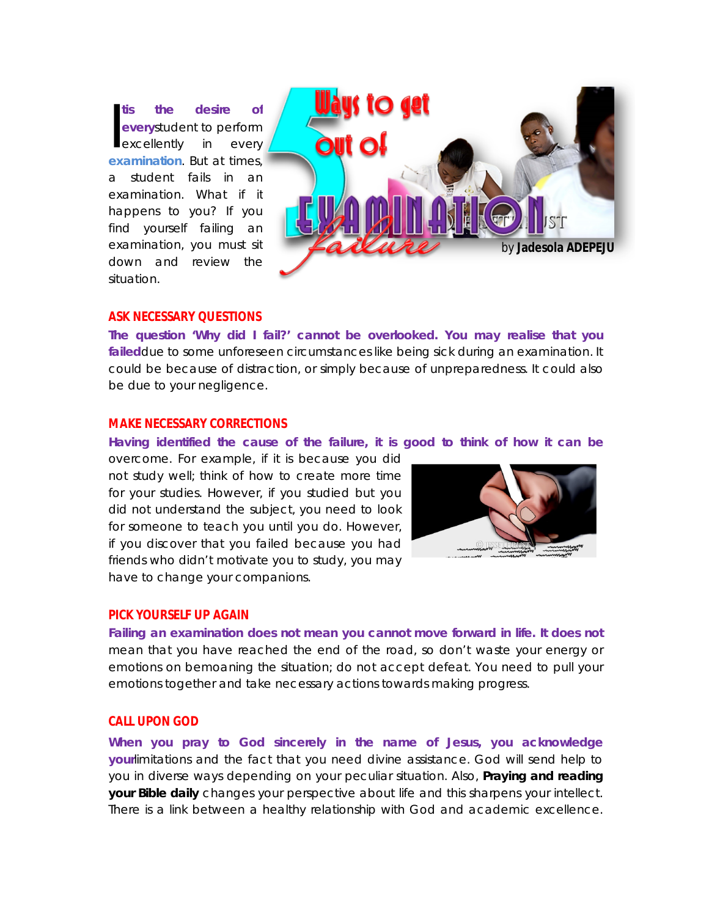# 5 Ways to get out of EXAMINATION failure

by **Jadesola ADEPEJU**

It is the desire of every student to perform excellently in every examination. But at times, a student fails in an examination. What if it happens to you? If you find yourself failing an examination, you must sit down and review the situation.

## ASK NECESSARY QUESTIONS

**The question 'Why did I fail?' cannot be overlooked. You may realise that you failed** due to some unforeseen circumstances like being sick during an examination. It could be because of distraction, or simply because of unpreparedness. It could also be due to your negligence.

## MAKE NECESSARY CORRECTIONS

**Having identified the cause of the failure, it is good to think of how it can be** overcome. For example, if it is because you did not study well; think of how to create more time for your studies. However, if you studied but you did not understand the subject, you need to look for someone to teach you until you do. However, if you discover that you failed because you had friends who didn't motivate you to study, you may have to change your companions.

## PICK YOURSELF UP AGAIN

**Failing an examination does not mean you cannot move forward in life. It does not** mean that you have reached the end of the road, so don't waste your energy or emotions on bemoaning the situation; do not accept defeat. You need to pull your emotions together and take necessary actions towards making progress.

## CALL UPON GOD

**When you pray to God sincerely in the name of Jesus, you acknowledge your** limitations and the fact that you need divine assistance. God will send help to you in diverse ways depending on your peculiar situation. Also, **Praying and reading your Bible daily** changes your perspective about life and this sharpens your intellect. There is a link between a healthy relationship with God and academic excellence.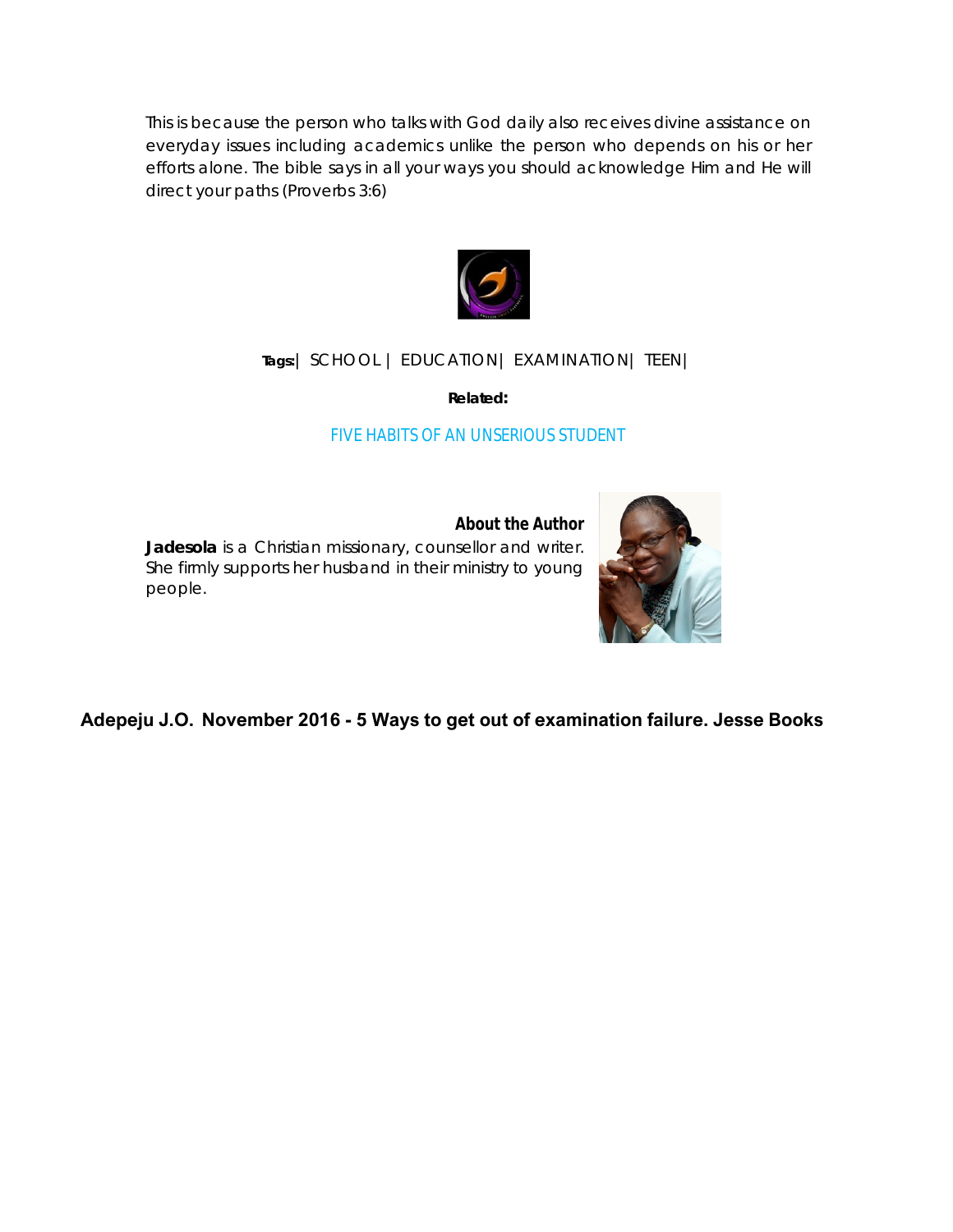This is because the person who talks with God daily also receives divine assistance on everyday issues including academics unlike the person who depends on his or her efforts alone. The bible says in all your ways you should acknowledge Him and He will direct your paths (Proverbs 3:6)

**Tags:**| SCHOOL | EDUCATION| EXAMINATION| TEEN|

**Related:**

FIVE HABITS OF AN UNSERIOUS STUDENT

**About the Author**

**Jadesola** is a Christian missionary, counsellor and writer. She firmly supports her husband in their ministry to young people.

**Adepeju J.O. November 2016 - 5 Ways to get out of examination failure. Jesse Books**